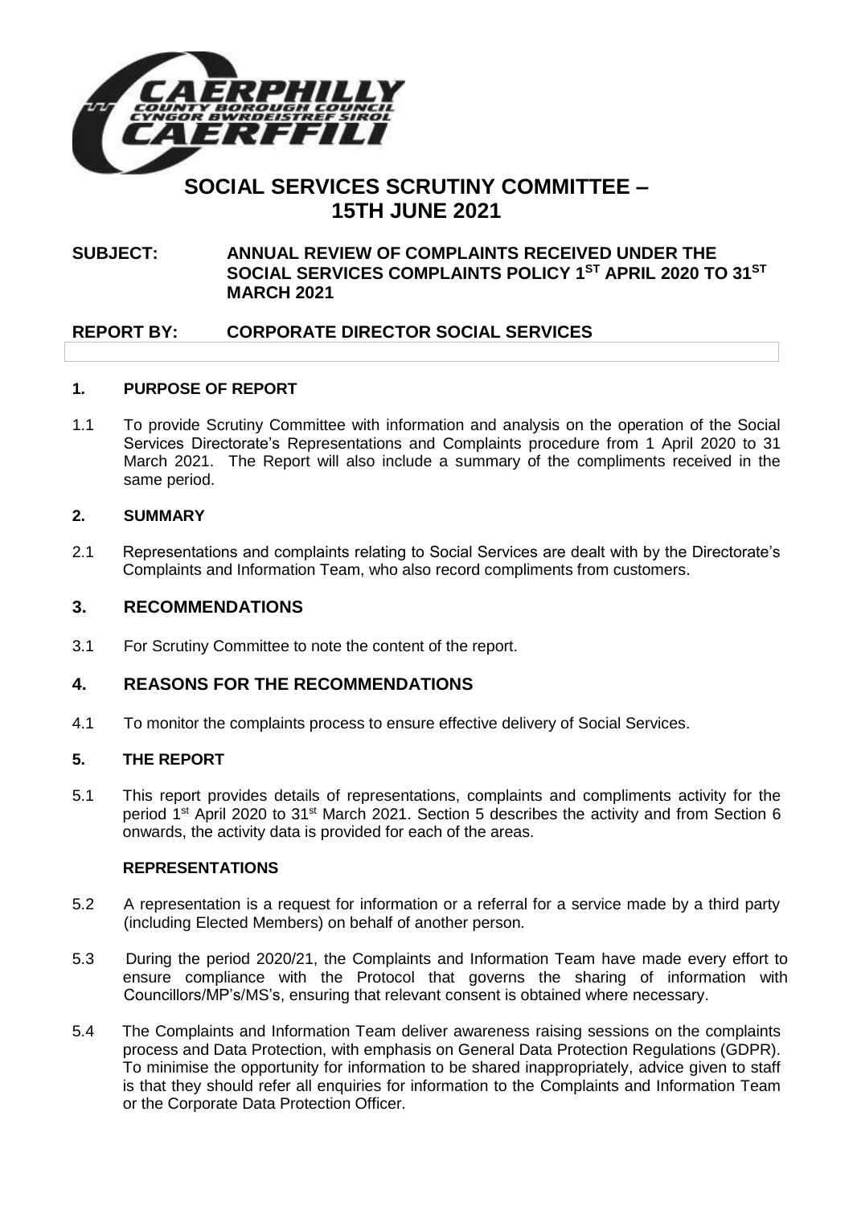# SOCIAL SERVICES SCRUTINY COMMITTEE – 15TH JUNE 2021

**SUBJECT: ANNUAL REVIEW OF COMPLAINTS RECEIVED UNDER THE SOCIAL SERVICES COMPLAINTS POLICY 1ST APRIL 2020 TO 31ST MARCH 2021**

**REPORT BY: CORPORATE DIRECTOR SOCIAL SERVICES**

## 1. PURPOSE OF REPORT

1.1 To provide Scrutiny Committee with information and analysis on the operation of the Social Services Directorate's Representations and Complaints procedure from 1 April 2020 to 31 March 2021. The Report will also include a summary of the compliments received in the same period.

## 2. SUMMARY

2.1 Representations and complaints relating to Social Services are dealt with by the Directorate's Complaints and Information Team, who also record compliments from customers.

## 3. RECOMMENDATIONS

3.1 For Scrutiny Committee to note the content of the report.

## 4. REASONS FOR THE RECOMMENDATIONS

4.1 To monitor the complaints process to ensure effective delivery of Social Services.

## 5. THE REPORT

5.1 This report provides details of representations, complaints and compliments activity for the period 1st April 2020 to 31st March 2021. Section 5 describes the activity and from Section 6 onwards, the activity data is provided for each of the areas.

### REPRESENTATIONS

5.2 A representation is a request for information or a referral for a service made by a third party (including Elected Members) on behalf of another person.

5.3 During the period 2020/21, the Complaints and Information Team have made every effort to ensure compliance with the Protocol that governs the sharing of information with Councillors/MP's/MS's, ensuring that relevant consent is obtained where necessary.

5.4 The Complaints and Information Team deliver awareness raising sessions on the complaints process and Data Protection, with emphasis on General Data Protection Regulations (GDPR). To minimise the opportunity for information to be shared inappropriately, advice given to staff is that they should refer all enquiries for information to the Complaints and Information Team or the Corporate Data Protection Officer.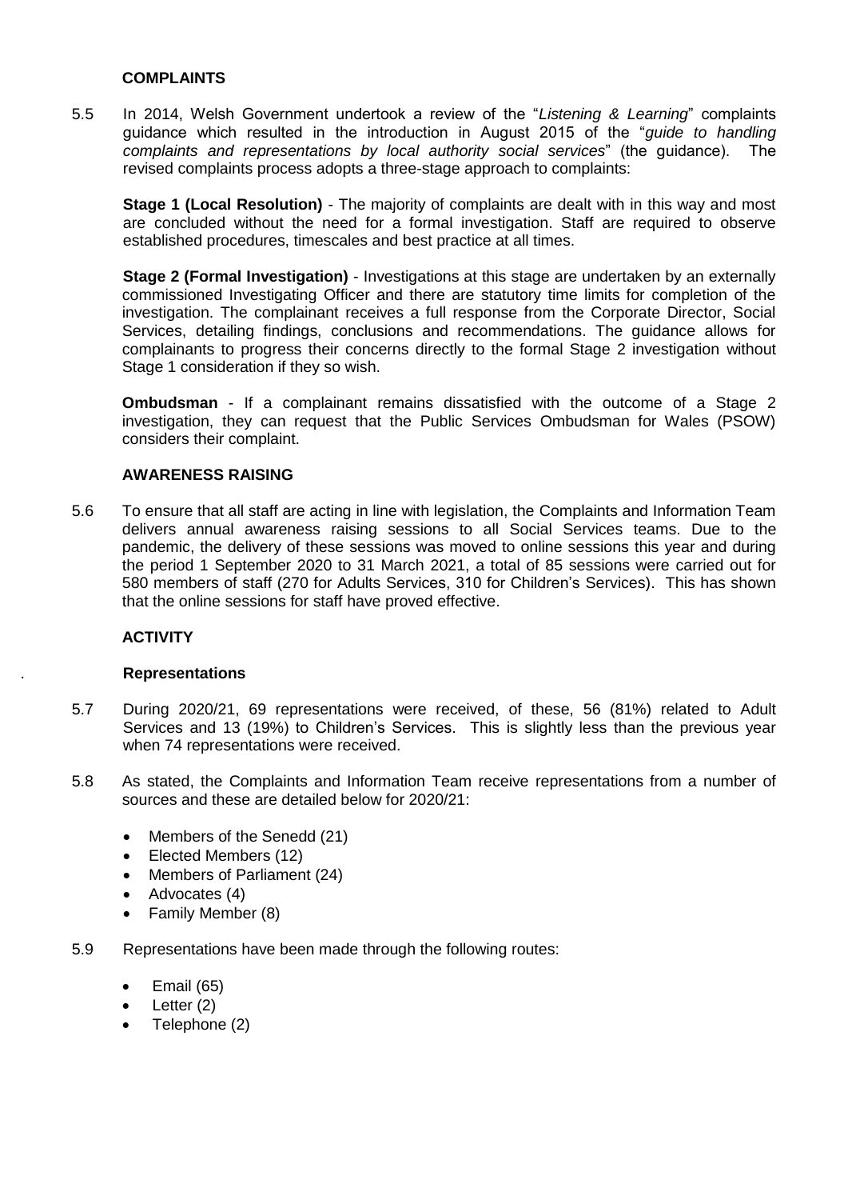## COMPLAINTS

5.5 In 2014, Welsh Government undertook a review of the "*Listening & Learning*" complaints guidance which resulted in the introduction in August 2015 of the "*guide to handling complaints and representations by local authority social services*" (the guidance). The revised complaints process adopts a three-stage approach to complaints:

**Stage 1 (Local Resolution)** - The majority of complaints are dealt with in this way and most are concluded without the need for a formal investigation. Staff are required to observe established procedures, timescales and best practice at all times.

**Stage 2 (Formal Investigation)** - Investigations at this stage are undertaken by an externally commissioned Investigating Officer and there are statutory time limits for completion of the investigation. The complainant receives a full response from the Corporate Director, Social Services, detailing findings, conclusions and recommendations. The guidance allows for complainants to progress their concerns directly to the formal Stage 2 investigation without Stage 1 consideration if they so wish.

**Ombudsman** - If a complainant remains dissatisfied with the outcome of a Stage 2 investigation, they can request that the Public Services Ombudsman for Wales (PSOW) considers their complaint.

## AWARENESS RAISING

5.6 To ensure that all staff are acting in line with legislation, the Complaints and Information Team delivers annual awareness raising sessions to all Social Services teams. Due to the pandemic, the delivery of these sessions was moved to online sessions this year and during the period 1 September 2020 to 31 March 2021, a total of 85 sessions were carried out for 580 members of staff (270 for Adults Services, 310 for Children's Services). This has shown that the online sessions for staff have proved effective.

## ACTIVITY

### Representations

5.7 During 2020/21, 69 representations were received, of these, 56 (81%) related to Adult Services and 13 (19%) to Children's Services. This is slightly less than the previous year when 74 representations were received.

5.8 As stated, the Complaints and Information Team receive representations from a number of sources and these are detailed below for 2020/21:

- Members of the Senedd (21)
- Elected Members (12)
- Members of Parliament (24)
- Advocates (4)
- Family Member (8)

5.9 Representations have been made through the following routes:

- Email (65)
- Letter (2)
- Telephone (2)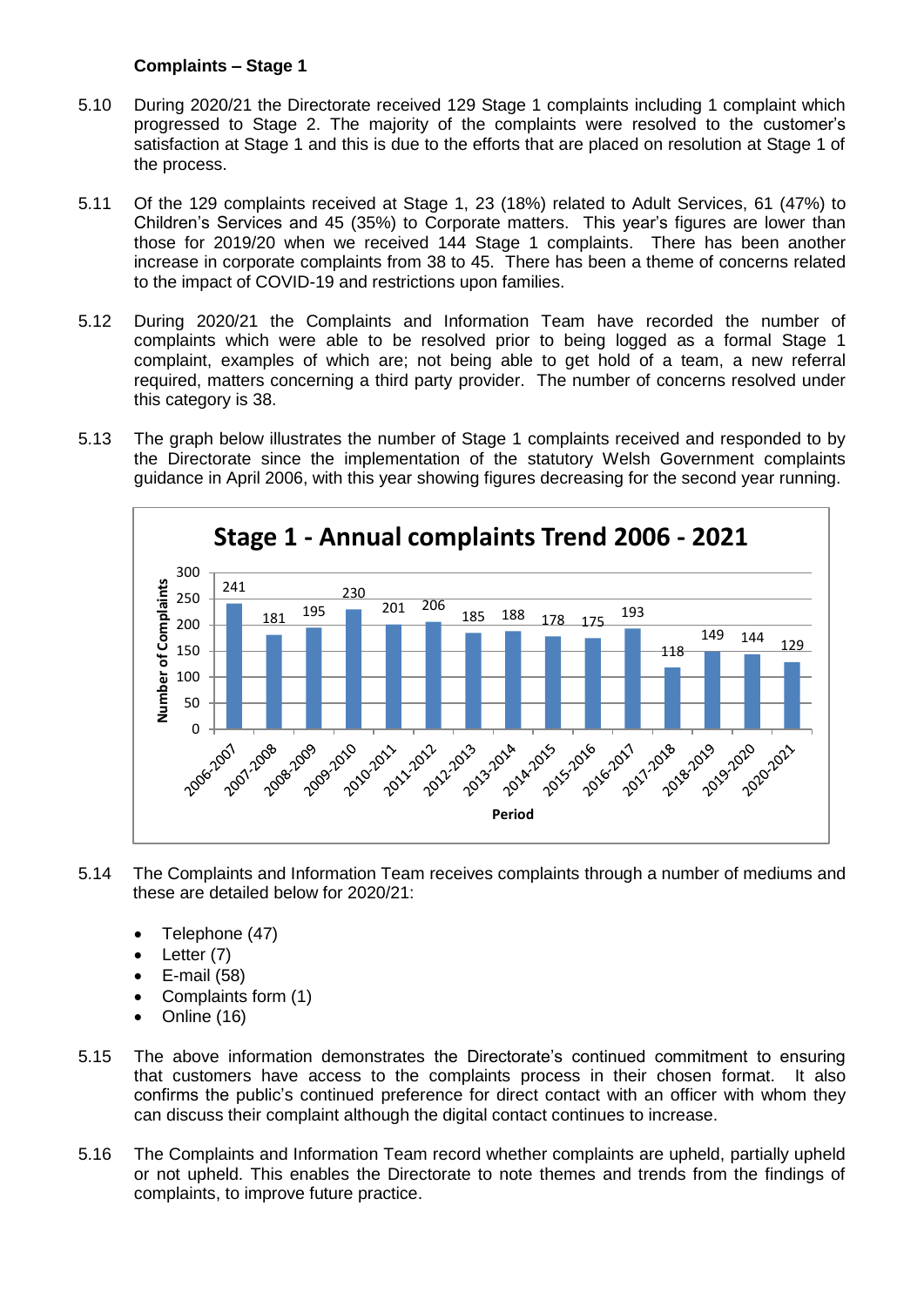**Complaints – Stage 1**

5.10 During 2020/21 the Directorate received 129 Stage 1 complaints including 1 complaint which progressed to Stage 2. The majority of the complaints were resolved to the customer's satisfaction at Stage 1 and this is due to the efforts that are placed on resolution at Stage 1 of the process.

5.11 Of the 129 complaints received at Stage 1, 23 (18%) related to Adult Services, 61 (47%) to Children's Services and 45 (35%) to Corporate matters. This year's figures are lower than those for 2019/20 when we received 144 Stage 1 complaints. There has been another increase in corporate complaints from 38 to 45. There has been a theme of concerns related to the impact of COVID-19 and restrictions upon families.

5.12 During 2020/21 the Complaints and Information Team have recorded the number of complaints which were able to be resolved prior to being logged as a formal Stage 1 complaint, examples of which are; not being able to get hold of a team, a new referral required, matters concerning a third party provider. The number of concerns resolved under this category is 38.

5.13 The graph below illustrates the number of Stage 1 complaints received and responded to by the Directorate since the implementation of the statutory Welsh Government complaints guidance in April 2006, with this year showing figures decreasing for the second year running.

**Stage 1 - Annual complaints Trend 2006 - 2021**

| Period | Number of Complaints |
|---|---|
| 2006-2007 | 241 |
| 2007-2008 | 181 |
| 2008-2009 | 195 |
| 2009-2010 | 230 |
| 2010-2011 | 201 |
| 2011-2012 | 206 |
| 2012-2013 | 185 |
| 2013-2014 | 188 |
| 2014-2015 | 178 |
| 2015-2016 | 175 |
| 2016-2017 | 193 |
| 2017-2018 | 118 |
| 2018-2019 | 149 |
| 2019-2020 | 144 |
| 2020-2021 | 129 |

5.14 The Complaints and Information Team receives complaints through a number of mediums and these are detailed below for 2020/21:

- Telephone (47)
- Letter (7)
- E-mail (58)
- Complaints form (1)
- Online (16)

5.15 The above information demonstrates the Directorate's continued commitment to ensuring that customers have access to the complaints process in their chosen format. It also confirms the public's continued preference for direct contact with an officer with whom they can discuss their complaint although the digital contact continues to increase.

5.16 The Complaints and Information Team record whether complaints are upheld, partially upheld or not upheld. This enables the Directorate to note themes and trends from the findings of complaints, to improve future practice.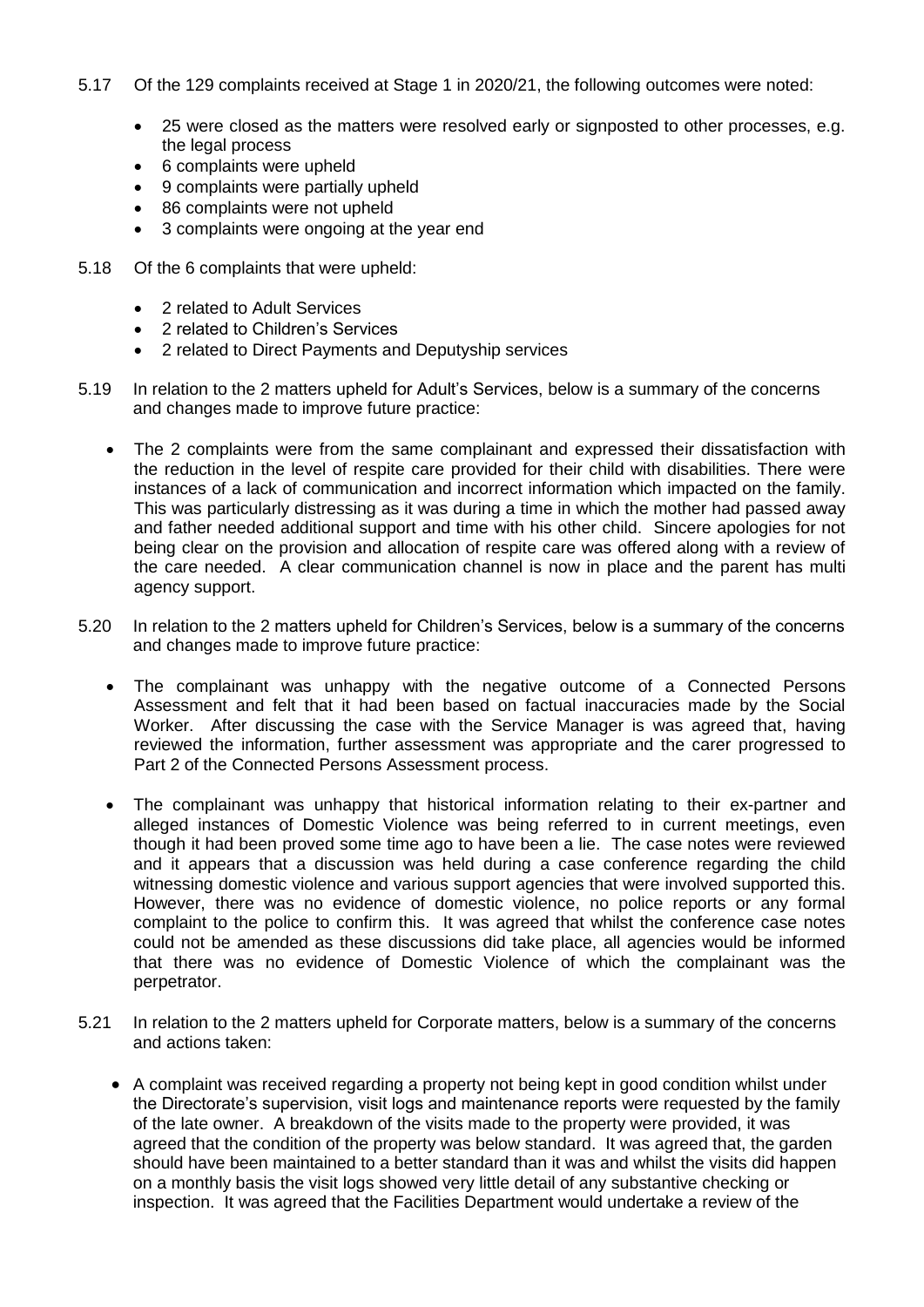5.17 Of the 129 complaints received at Stage 1 in 2020/21, the following outcomes were noted:

- 25 were closed as the matters were resolved early or signposted to other processes, e.g. the legal process
- 6 complaints were upheld
- 9 complaints were partially upheld
- 86 complaints were not upheld
- 3 complaints were ongoing at the year end

5.18 Of the 6 complaints that were upheld:

- 2 related to Adult Services
- 2 related to Children's Services
- 2 related to Direct Payments and Deputyship services

5.19 In relation to the 2 matters upheld for Adult's Services, below is a summary of the concerns and changes made to improve future practice:

- The 2 complaints were from the same complainant and expressed their dissatisfaction with the reduction in the level of respite care provided for their child with disabilities. There were instances of a lack of communication and incorrect information which impacted on the family. This was particularly distressing as it was during a time in which the mother had passed away and father needed additional support and time with his other child. Sincere apologies for not being clear on the provision and allocation of respite care was offered along with a review of the care needed. A clear communication channel is now in place and the parent has multi agency support.

5.20 In relation to the 2 matters upheld for Children's Services, below is a summary of the concerns and changes made to improve future practice:

- The complainant was unhappy with the negative outcome of a Connected Persons Assessment and felt that it had been based on factual inaccuracies made by the Social Worker. After discussing the case with the Service Manager is was agreed that, having reviewed the information, further assessment was appropriate and the carer progressed to Part 2 of the Connected Persons Assessment process.
- The complainant was unhappy that historical information relating to their ex-partner and alleged instances of Domestic Violence was being referred to in current meetings, even though it had been proved some time ago to have been a lie. The case notes were reviewed and it appears that a discussion was held during a case conference regarding the child witnessing domestic violence and various support agencies that were involved supported this. However, there was no evidence of domestic violence, no police reports or any formal complaint to the police to confirm this. It was agreed that whilst the conference case notes could not be amended as these discussions did take place, all agencies would be informed that there was no evidence of Domestic Violence of which the complainant was the perpetrator.

5.21 In relation to the 2 matters upheld for Corporate matters, below is a summary of the concerns and actions taken:

- A complaint was received regarding a property not being kept in good condition whilst under the Directorate's supervision, visit logs and maintenance reports were requested by the family of the late owner. A breakdown of the visits made to the property were provided, it was agreed that the condition of the property was below standard. It was agreed that, the garden should have been maintained to a better standard than it was and whilst the visits did happen on a monthly basis the visit logs showed very little detail of any substantive checking or inspection. It was agreed that the Facilities Department would undertake a review of the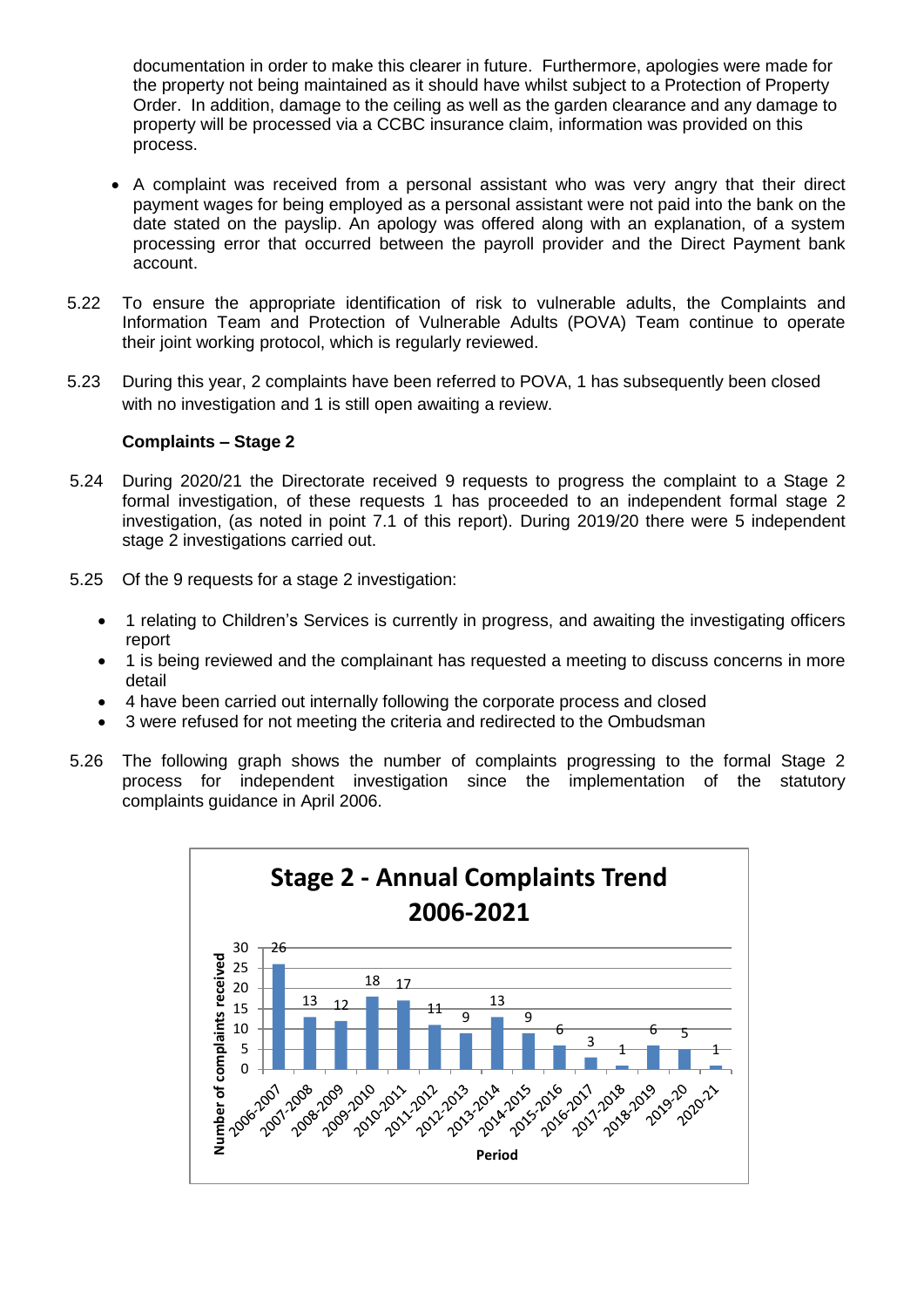documentation in order to make this clearer in future. Furthermore, apologies were made for the property not being maintained as it should have whilst subject to a Protection of Property Order. In addition, damage to the ceiling as well as the garden clearance and any damage to property will be processed via a CCBC insurance claim, information was provided on this process.

- A complaint was received from a personal assistant who was very angry that their direct payment wages for being employed as a personal assistant were not paid into the bank on the date stated on the payslip. An apology was offered along with an explanation, of a system processing error that occurred between the payroll provider and the Direct Payment bank account.

5.22 To ensure the appropriate identification of risk to vulnerable adults, the Complaints and Information Team and Protection of Vulnerable Adults (POVA) Team continue to operate their joint working protocol, which is regularly reviewed.

5.23 During this year, 2 complaints have been referred to POVA, 1 has subsequently been closed with no investigation and 1 is still open awaiting a review.

**Complaints – Stage 2**

5.24 During 2020/21 the Directorate received 9 requests to progress the complaint to a Stage 2 formal investigation, of these requests 1 has proceeded to an independent formal stage 2 investigation, (as noted in point 7.1 of this report). During 2019/20 there were 5 independent stage 2 investigations carried out.

5.25 Of the 9 requests for a stage 2 investigation:

- 1 relating to Children's Services is currently in progress, and awaiting the investigating officers report
- 1 is being reviewed and the complainant has requested a meeting to discuss concerns in more detail
- 4 have been carried out internally following the corporate process and closed
- 3 were refused for not meeting the criteria and redirected to the Ombudsman

5.26 The following graph shows the number of complaints progressing to the formal Stage 2 process for independent investigation since the implementation of the statutory complaints guidance in April 2006.

**Stage 2 - Annual Complaints Trend 2006-2021**

| Period | Number of complaints received |
|---|---|
| 2006-2007 | 26 |
| 2007-2008 | 13 |
| 2008-2009 | 12 |
| 2009-2010 | 18 |
| 2010-2011 | 17 |
| 2011-2012 | 11 |
| 2012-2013 | 9 |
| 2013-2014 | 13 |
| 2014-2015 | 9 |
| 2015-2016 | 6 |
| 2016-2017 | 3 |
| 2017-2018 | 1 |
| 2018-2019 | 6 |
| 2019-20 | 5 |
| 2020-21 | 1 |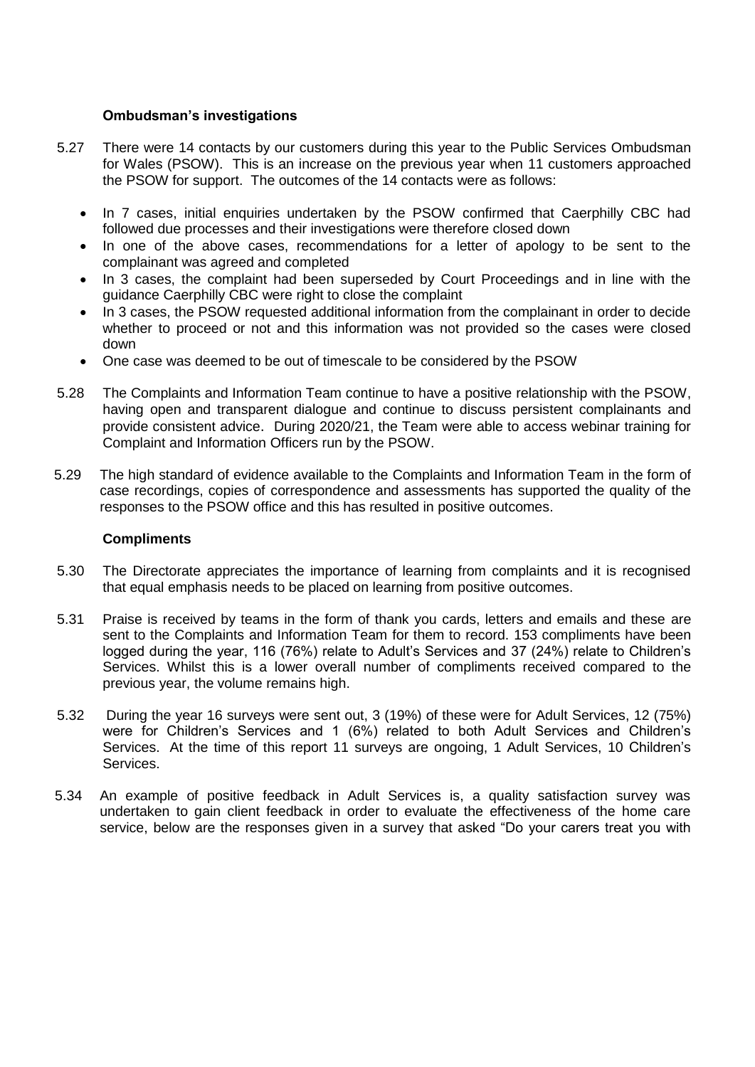### Ombudsman's investigations

5.27 There were 14 contacts by our customers during this year to the Public Services Ombudsman for Wales (PSOW). This is an increase on the previous year when 11 customers approached the PSOW for support. The outcomes of the 14 contacts were as follows:

- In 7 cases, initial enquiries undertaken by the PSOW confirmed that Caerphilly CBC had followed due processes and their investigations were therefore closed down
- In one of the above cases, recommendations for a letter of apology to be sent to the complainant was agreed and completed
- In 3 cases, the complaint had been superseded by Court Proceedings and in line with the guidance Caerphilly CBC were right to close the complaint
- In 3 cases, the PSOW requested additional information from the complainant in order to decide whether to proceed or not and this information was not provided so the cases were closed down
- One case was deemed to be out of timescale to be considered by the PSOW

5.28 The Complaints and Information Team continue to have a positive relationship with the PSOW, having open and transparent dialogue and continue to discuss persistent complainants and provide consistent advice. During 2020/21, the Team were able to access webinar training for Complaint and Information Officers run by the PSOW.

5.29 The high standard of evidence available to the Complaints and Information Team in the form of case recordings, copies of correspondence and assessments has supported the quality of the responses to the PSOW office and this has resulted in positive outcomes.

### Compliments

5.30 The Directorate appreciates the importance of learning from complaints and it is recognised that equal emphasis needs to be placed on learning from positive outcomes.

5.31 Praise is received by teams in the form of thank you cards, letters and emails and these are sent to the Complaints and Information Team for them to record. 153 compliments have been logged during the year, 116 (76%) relate to Adult's Services and 37 (24%) relate to Children's Services. Whilst this is a lower overall number of compliments received compared to the previous year, the volume remains high.

5.32 During the year 16 surveys were sent out, 3 (19%) of these were for Adult Services, 12 (75%) were for Children's Services and 1 (6%) related to both Adult Services and Children's Services. At the time of this report 11 surveys are ongoing, 1 Adult Services, 10 Children's Services.

5.34 An example of positive feedback in Adult Services is, a quality satisfaction survey was undertaken to gain client feedback in order to evaluate the effectiveness of the home care service, below are the responses given in a survey that asked "Do your carers treat you with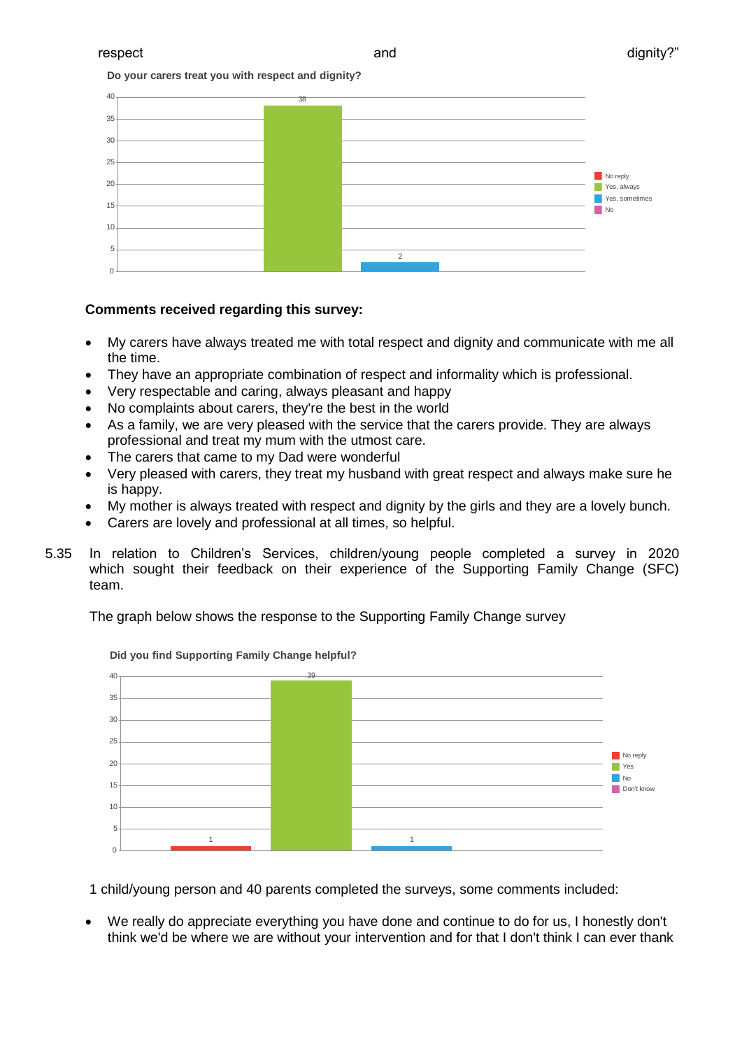respect and dignity?"

**Do your carers treat you with respect and dignity?**

| Response | Count |
|---|---|
| No reply | |
| Yes, always | 38 |
| Yes, sometimes | 2 |
| No | |

**Comments received regarding this survey:**

- My carers have always treated me with total respect and dignity and communicate with me all the time.
- They have an appropriate combination of respect and informality which is professional.
- Very respectable and caring, always pleasant and happy
- No complaints about carers, they're the best in the world
- As a family, we are very pleased with the service that the carers provide. They are always professional and treat my mum with the utmost care.
- The carers that came to my Dad were wonderful
- Very pleased with carers, they treat my husband with great respect and always make sure he is happy.
- My mother is always treated with respect and dignity by the girls and they are a lovely bunch.
- Carers are lovely and professional at all times, so helpful.

5.35 In relation to Children's Services, children/young people completed a survey in 2020 which sought their feedback on their experience of the Supporting Family Change (SFC) team.

The graph below shows the response to the Supporting Family Change survey

**Did you find Supporting Family Change helpful?**

| Response | Count |
|---|---|
| No reply | 1 |
| Yes | 39 |
| No | 1 |
| Don't know | |

1 child/young person and 40 parents completed the surveys, some comments included:

- We really do appreciate everything you have done and continue to do for us, I honestly don't think we'd be where we are without your intervention and for that I don't think I can ever thank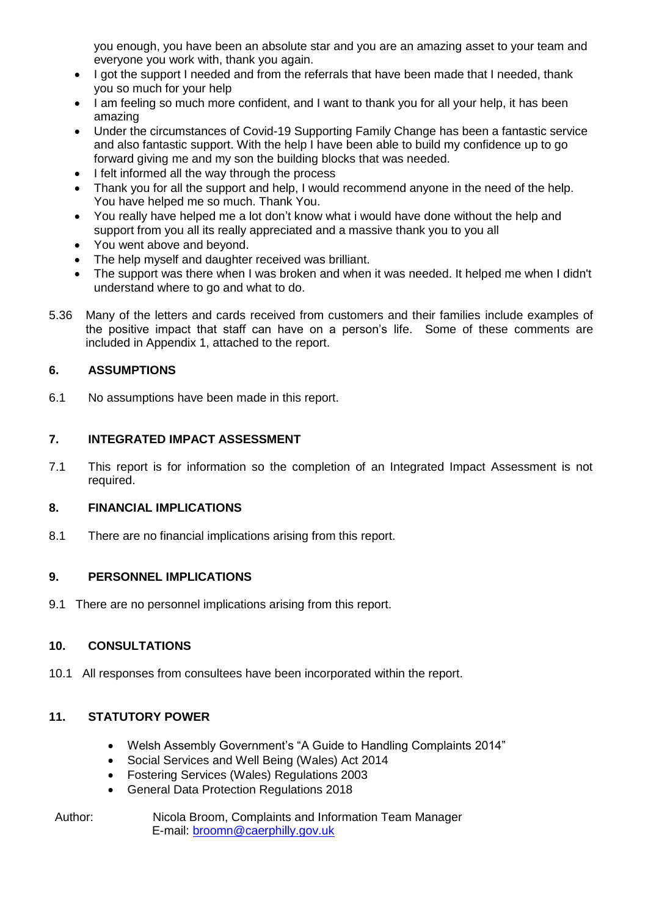you enough, you have been an absolute star and you are an amazing asset to your team and everyone you work with, thank you again.

- I got the support I needed and from the referrals that have been made that I needed, thank you so much for your help
- I am feeling so much more confident, and I want to thank you for all your help, it has been amazing
- Under the circumstances of Covid-19 Supporting Family Change has been a fantastic service and also fantastic support. With the help I have been able to build my confidence up to go forward giving me and my son the building blocks that was needed.
- I felt informed all the way through the process
- Thank you for all the support and help, I would recommend anyone in the need of the help. You have helped me so much. Thank You.
- You really have helped me a lot don't know what i would have done without the help and support from you all its really appreciated and a massive thank you to you all
- You went above and beyond.
- The help myself and daughter received was brilliant.
- The support was there when I was broken and when it was needed. It helped me when I didn't understand where to go and what to do.

5.36 Many of the letters and cards received from customers and their families include examples of the positive impact that staff can have on a person's life. Some of these comments are included in Appendix 1, attached to the report.

## 6. ASSUMPTIONS

6.1 No assumptions have been made in this report.

## 7. INTEGRATED IMPACT ASSESSMENT

7.1 This report is for information so the completion of an Integrated Impact Assessment is not required.

## 8. FINANCIAL IMPLICATIONS

8.1 There are no financial implications arising from this report.

## 9. PERSONNEL IMPLICATIONS

9.1 There are no personnel implications arising from this report.

## 10. CONSULTATIONS

10.1 All responses from consultees have been incorporated within the report.

## 11. STATUTORY POWER

- Welsh Assembly Government's "A Guide to Handling Complaints 2014"
- Social Services and Well Being (Wales) Act 2014
- Fostering Services (Wales) Regulations 2003
- General Data Protection Regulations 2018

Author: Nicola Broom, Complaints and Information Team Manager
E-mail: broomn@caerphilly.gov.uk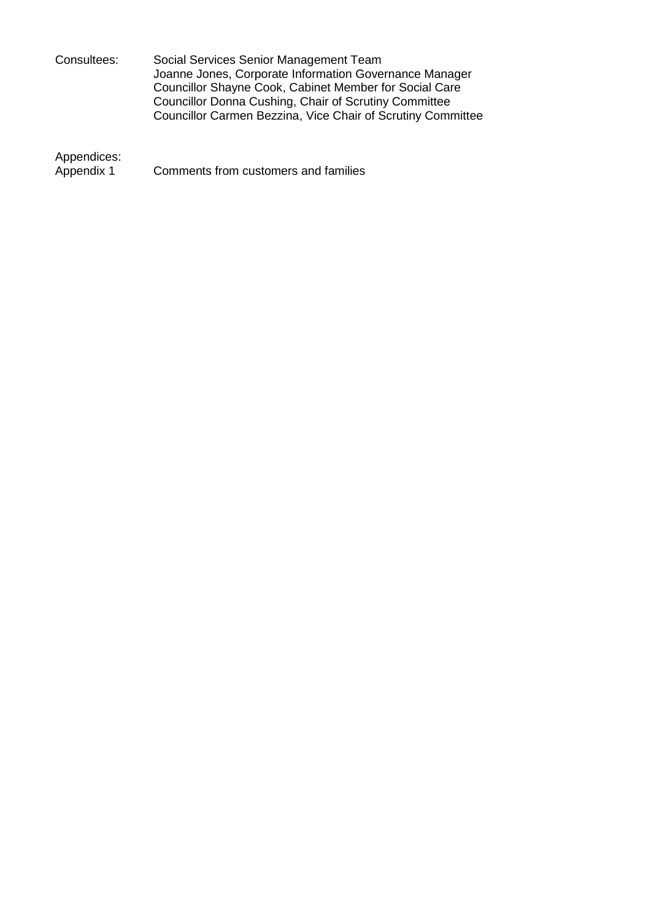| | |
|---|---|
| Consultees: | Social Services Senior Management Team<br>Joanne Jones, Corporate Information Governance Manager<br>Councillor Shayne Cook, Cabinet Member for Social Care<br>Councillor Donna Cushing, Chair of Scrutiny Committee<br>Councillor Carmen Bezzina, Vice Chair of Scrutiny Committee |

Appendices:

| | |
|---|---|
| Appendix 1 | Comments from customers and families |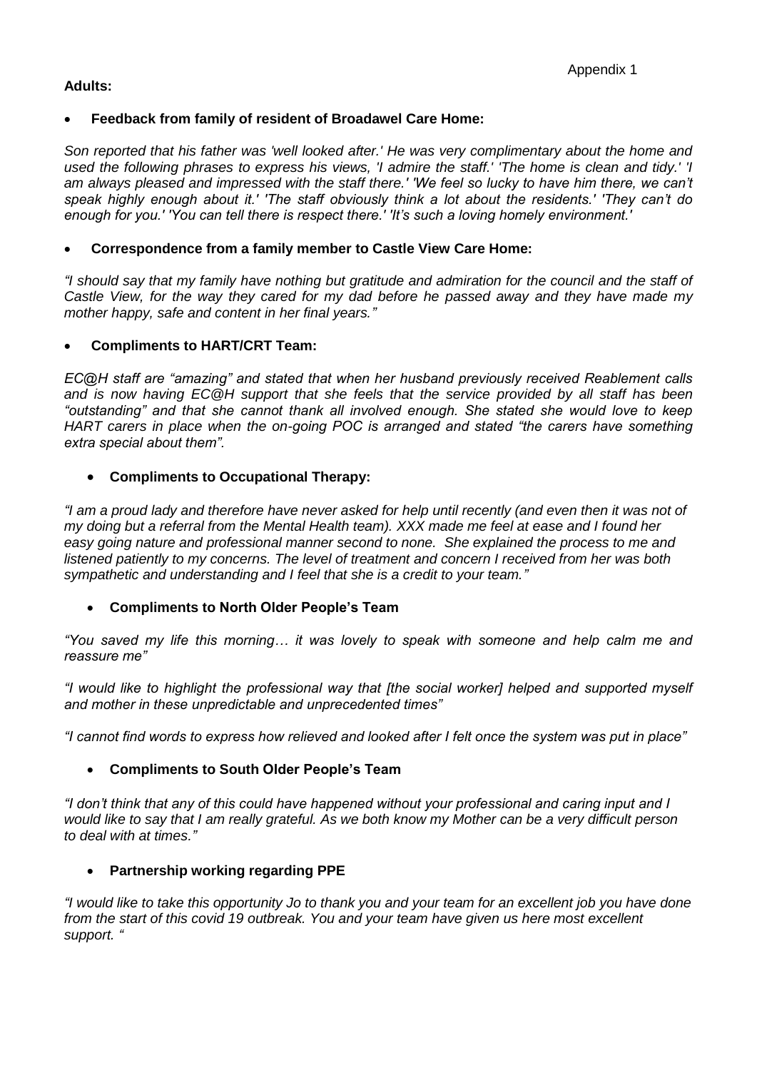Appendix 1

**Adults:**

- **Feedback from family of resident of Broadawel Care Home:**

*Son reported that his father was 'well looked after.' He was very complimentary about the home and used the following phrases to express his views, 'I admire the staff.' 'The home is clean and tidy.' 'I am always pleased and impressed with the staff there.' 'We feel so lucky to have him there, we can't speak highly enough about it.' 'The staff obviously think a lot about the residents.' 'They can't do enough for you.' 'You can tell there is respect there.' 'It's such a loving homely environment.'*

- **Correspondence from a family member to Castle View Care Home:**

*"I should say that my family have nothing but gratitude and admiration for the council and the staff of Castle View, for the way they cared for my dad before he passed away and they have made my mother happy, safe and content in her final years."*

- **Compliments to HART/CRT Team:**

*EC@H staff are "amazing" and stated that when her husband previously received Reablement calls and is now having EC@H support that she feels that the service provided by all staff has been "outstanding" and that she cannot thank all involved enough. She stated she would love to keep HART carers in place when the on-going POC is arranged and stated "the carers have something extra special about them".*

- **Compliments to Occupational Therapy:**

*"I am a proud lady and therefore have never asked for help until recently (and even then it was not of my doing but a referral from the Mental Health team). XXX made me feel at ease and I found her easy going nature and professional manner second to none. She explained the process to me and listened patiently to my concerns. The level of treatment and concern I received from her was both sympathetic and understanding and I feel that she is a credit to your team."*

- **Compliments to North Older People's Team**

*"You saved my life this morning… it was lovely to speak with someone and help calm me and reassure me"*

*"I would like to highlight the professional way that [the social worker] helped and supported myself and mother in these unpredictable and unprecedented times"*

*"I cannot find words to express how relieved and looked after I felt once the system was put in place"*

- **Compliments to South Older People's Team**

*"I don't think that any of this could have happened without your professional and caring input and I would like to say that I am really grateful. As we both know my Mother can be a very difficult person to deal with at times."*

- **Partnership working regarding PPE**

*"I would like to take this opportunity Jo to thank you and your team for an excellent job you have done from the start of this covid 19 outbreak. You and your team have given us here most excellent support. "*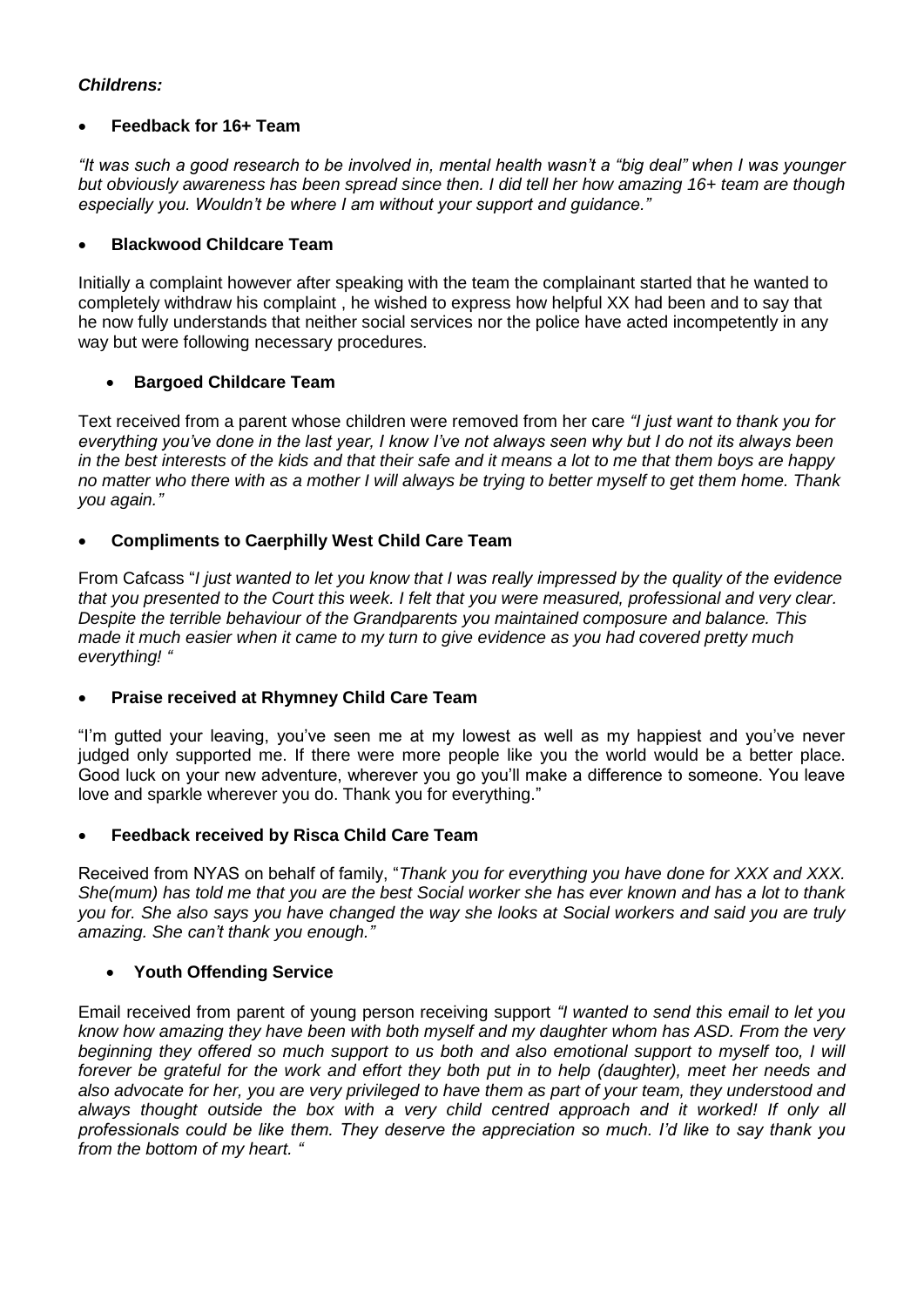***Childrens:***

- **Feedback for 16+ Team**

*"It was such a good research to be involved in, mental health wasn't a "big deal" when I was younger but obviously awareness has been spread since then. I did tell her how amazing 16+ team are though especially you. Wouldn't be where I am without your support and guidance."*

- **Blackwood Childcare Team**

Initially a complaint however after speaking with the team the complainant started that he wanted to completely withdraw his complaint , he wished to express how helpful XX had been and to say that he now fully understands that neither social services nor the police have acted incompetently in any way but were following necessary procedures.

- **Bargoed Childcare Team**

Text received from a parent whose children were removed from her care *"I just want to thank you for everything you've done in the last year, I know I've not always seen why but I do not its always been in the best interests of the kids and that their safe and it means a lot to me that them boys are happy no matter who there with as a mother I will always be trying to better myself to get them home. Thank you again."*

- **Compliments to Caerphilly West Child Care Team**

From Cafcass "*I just wanted to let you know that I was really impressed by the quality of the evidence that you presented to the Court this week. I felt that you were measured, professional and very clear. Despite the terrible behaviour of the Grandparents you maintained composure and balance. This made it much easier when it came to my turn to give evidence as you had covered pretty much everything! "*

- **Praise received at Rhymney Child Care Team**

"I'm gutted your leaving, you've seen me at my lowest as well as my happiest and you've never judged only supported me. If there were more people like you the world would be a better place. Good luck on your new adventure, wherever you go you'll make a difference to someone. You leave love and sparkle wherever you do. Thank you for everything."

- **Feedback received by Risca Child Care Team**

Received from NYAS on behalf of family, "*Thank you for everything you have done for XXX and XXX. She(mum) has told me that you are the best Social worker she has ever known and has a lot to thank you for. She also says you have changed the way she looks at Social workers and said you are truly amazing. She can't thank you enough."*

- **Youth Offending Service**

Email received from parent of young person receiving support *"I wanted to send this email to let you know how amazing they have been with both myself and my daughter whom has ASD. From the very beginning they offered so much support to us both and also emotional support to myself too, I will forever be grateful for the work and effort they both put in to help (daughter), meet her needs and also advocate for her, you are very privileged to have them as part of your team, they understood and always thought outside the box with a very child centred approach and it worked! If only all professionals could be like them. They deserve the appreciation so much. I'd like to say thank you from the bottom of my heart. "*